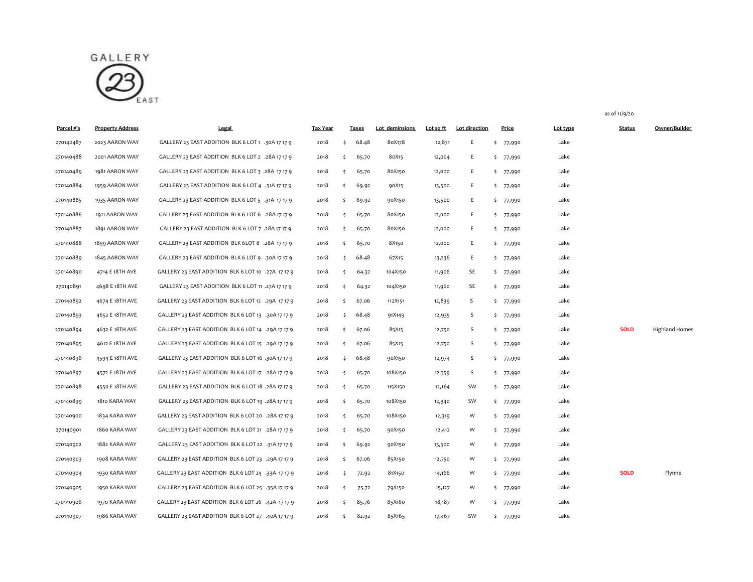GALLERY 23 EAST

as of 11/9/20

| Parcel #'s | Property Address | Legal | Tax Year | Taxes | Lot deminsions | Lot sq ft | Lot direction | Price | Lot type | Status | Owner/Builder |
|---|---|---|---|---|---|---|---|---|---|---|---|
| 270140487 | 2023 AARON WAY | GALLERY 23 EAST ADDITION BLK 6 LOT 1 .30A 17 17 9 | 2018 | $ 68.48 | 80X178 | 12,871 | E | $ 77,990 | Lake | | |
| 270140488 | 2001 AARON WAY | GALLERY 23 EAST ADDITION BLK 6 LOT 2 .28A 17 17 9 | 2018 | $ 65.70 | 80X15 | 12,004 | E | $ 77,990 | Lake | | |
| 270140489 | 1981 AARON WAY | GALLERY 23 EAST ADDITION BLK 6 LOT 3 .28A 17 17 9 | 2018 | $ 65.70 | 80X150 | 12,000 | E | $ 77,990 | Lake | | |
| 270140884 | 1959 AARON WAY | GALLERY 23 EAST ADDITION BLK 6 LOT 4 .31A 17 17 9 | 2018 | $ 69.92 | 90X15 | 13,500 | E | $ 77,990 | Lake | | |
| 270140885 | 1935 AARON WAY | GALLERY 23 EAST ADDITION BLK 6 LOT 5 .31A 17 17 9 | 2018 | $ 69.92 | 90X150 | 13,500 | E | $ 77,990 | Lake | | |
| 270140886 | 1911 AARON WAY | GALLERY 23 EAST ADDITION BLK 6 LOT 6 .28A 17 17 9 | 2018 | $ 65.70 | 80X150 | 12,000 | E | $ 77,990 | Lake | | |
| 270140887 | 1891 AARON WAY | GALLERY 23 EAST ADDITION BLK 6 LOT 7 .28A 17 17 9 | 2018 | $ 65.70 | 80X150 | 12,000 | E | $ 77,990 | Lake | | |
| 270140888 | 1859 AARON WAY | GALLERY 23 EAST ADDITION BLK 6LOT 8 .28A 17 17 9 | 2018 | $ 65.70 | 8X150 | 12,000 | E | $ 77,990 | Lake | | |
| 270140889 | 1845 AARON WAY | GALLERY 23 EAST ADDITION BLK 6 LOT 9 .30A 17 17 9 | 2018 | $ 68.48 | 67X15 | 13,236 | E | $ 77,990 | Lake | | |
| 270140890 | 4714 E 18TH AVE | GALLERY 23 EAST ADDITION BLK 6 LOT 10 .27A 17 17 9 | 2018 | $ 64.32 | 104X150 | 11,906 | SE | $ 77,990 | Lake | | |
| 270140891 | 4698 E 18TH AVE | GALLERY 23 EAST ADDITION BLK 6 LOT 11 .27A 17 17 9 | 2018 | $ 64.32 | 104X150 | 11,960 | SE | $ 77,990 | Lake | | |
| 270140892 | 4674 E 18TH AVE | GALLERY 23 EAST ADDITION BLK 6 LOT 12 .29A 17 17 9 | 2018 | $ 67.06 | 112X151 | 12,839 | S | $ 77,990 | Lake | | |
| 270140893 | 4652 E 18TH AVE | GALLERY 23 EAST ADDITION BLK 6 LOT 13 .30A 17 17 9 | 2018 | $ 68.48 | 91X149 | 12,935 | S | $ 77,990 | Lake | | |
| 270140894 | 4632 E 18TH AVE | GALLERY 23 EAST ADDITION BLK 6 LOT 14 .29A 17 17 9 | 2018 | $ 67.06 | 85X15 | 12,750 | S | $ 77,990 | Lake | SOLD | Highland Homes |
| 270140895 | 4612 E 18TH AVE | GALLERY 23 EAST ADDITION BLK 6 LOT 15 .29A 17 17 9 | 2018 | $ 67.06 | 85X15 | 12,750 | S | $ 77,990 | Lake | | |
| 270140896 | 4594 E 18TH AVE | GALLERY 23 EAST ADDITION BLK 6 LOT 16 .30A 17 17 9 | 2018 | $ 68.48 | 90X150 | 12,974 | S | $ 77,990 | Lake | | |
| 270140897 | 4572 E 18TH AVE | GALLERY 23 EAST ADDITION BLK 6 LOT 17 .28A 17 17 9 | 2018 | $ 65.70 | 108X150 | 12,359 | S | $ 77,990 | Lake | | |
| 270140898 | 4550 E 18TH AVE | GALLERY 23 EAST ADDITION BLK 6 LOT 18 .28A 17 17 9 | 2018 | $ 65.70 | 115X150 | 12,164 | SW | $ 77,990 | Lake | | |
| 270140899 | 1810 KARA WAY | GALLERY 23 EAST ADDITION BLK 6 LOT 19 .28A 17 17 9 | 2018 | $ 65.70 | 108X150 | 12,340 | SW | $ 77,990 | Lake | | |
| 270140900 | 1834 KARA WAY | GALLERY 23 EAST ADDITION BLK 6 LOT 20 .28A 17 17 9 | 2018 | $ 65.70 | 108X150 | 12,319 | W | $ 77,990 | Lake | | |
| 270140901 | 1860 KARA WAY | GALLERY 23 EAST ADDITION BLK 6 LOT 21 .28A 17 17 9 | 2018 | $ 65.70 | 90X150 | 12,412 | W | $ 77,990 | Lake | | |
| 270140902 | 1882 KARA WAY | GALLERY 23 EAST ADDITION BLK 6 LOT 22 .31A 17 17 9 | 2018 | $ 69.92 | 90X150 | 13,500 | W | $ 77,990 | Lake | | |
| 270140903 | 1908 KARA WAY | GALLERY 23 EAST ADDITION BLK 6 LOT 23 .29A 17 17 9 | 2018 | $ 67.06 | 85X150 | 12,750 | W | $ 77,990 | Lake | | |
| 270140904 | 1930 KARA WAY | GALLERY 23 EAST ADDITION BLK 6 LOT 24 .33A 17 17 9 | 2018 | $ 72.92 | 81X150 | 14,166 | W | $ 77,990 | Lake | SOLD | Flynne |
| 270140905 | 1950 KARA WAY | GALLERY 23 EAST ADDITION BLK 6 LOT 25 .35A 17 17 9 | 2018 | $ 75.72 | 79X150 | 15,127 | W | $ 77,990 | Lake | | |
| 270140906 | 1970 KARA WAY | GALLERY 23 EAST ADDITION BLK 6 LOT 26 .42A 17 17 9 | 2018 | $ 85.76 | 85X160 | 18,187 | W | $ 77,990 | Lake | | |
| 270140907 | 1986 KARA WAY | GALLERY 23 EAST ADDITION BLK 6 LOT 27 .40A 17 17 9 | 2018 | $ 82.92 | 85X165 | 17,467 | SW | $ 77,990 | Lake | | |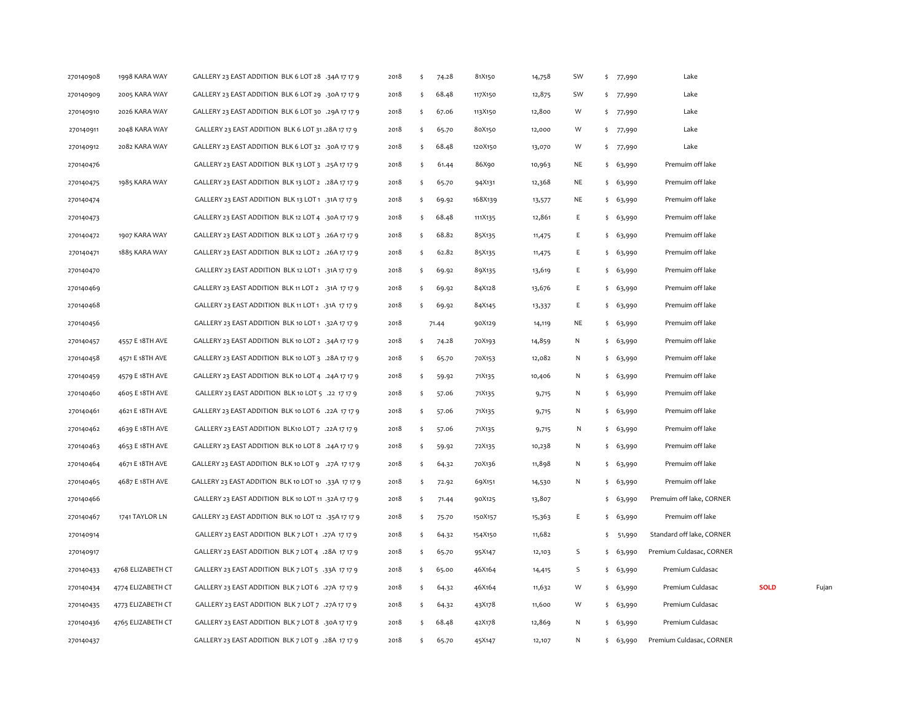| | | | | | | | | | | | |
|---|---|---|---|---|---|---|---|---|---|---|---|
| 270140908 | 1998 KARA WAY | GALLERY 23 EAST ADDITION BLK 6 LOT 28 .34A 17 17 9 | 2018 | $ 74.28 | 81X150 | 14,758 | SW | $ 77,990 | Lake | | |
| 270140909 | 2005 KARA WAY | GALLERY 23 EAST ADDITION BLK 6 LOT 29 .30A 17 17 9 | 2018 | $ 68.48 | 117X150 | 12,875 | SW | $ 77,990 | Lake | | |
| 270140910 | 2026 KARA WAY | GALLERY 23 EAST ADDITION BLK 6 LOT 30 .29A 17 17 9 | 2018 | $ 67.06 | 113X150 | 12,800 | W | $ 77,990 | Lake | | |
| 270140911 | 2048 KARA WAY | GALLERY 23 EAST ADDITION BLK 6 LOT 31 .28A 17 17 9 | 2018 | $ 65.70 | 80X150 | 12,000 | W | $ 77,990 | Lake | | |
| 270140912 | 2082 KARA WAY | GALLERY 23 EAST ADDITION BLK 6 LOT 32 .30A 17 17 9 | 2018 | $ 68.48 | 120X150 | 13,070 | W | $ 77,990 | Lake | | |
| 270140476 | | GALLERY 23 EAST ADDITION BLK 13 LOT 3 .25A 17 17 9 | 2018 | $ 61.44 | 86X90 | 10,963 | NE | $ 63,990 | Premuim off lake | | |
| 270140475 | 1985 KARA WAY | GALLERY 23 EAST ADDITION BLK 13 LOT 2 .28A 17 17 9 | 2018 | $ 65.70 | 94X131 | 12,368 | NE | $ 63,990 | Premuim off lake | | |
| 270140474 | | GALLERY 23 EAST ADDITION BLK 13 LOT 1 .31A 17 17 9 | 2018 | $ 69.92 | 168X139 | 13,577 | NE | $ 63,990 | Premuim off lake | | |
| 270140473 | | GALLERY 23 EAST ADDITION BLK 12 LOT 4 .30A 17 17 9 | 2018 | $ 68.48 | 111X135 | 12,861 | E | $ 63,990 | Premuim off lake | | |
| 270140472 | 1907 KARA WAY | GALLERY 23 EAST ADDITION BLK 12 LOT 3 .26A 17 17 9 | 2018 | $ 68.82 | 85X135 | 11,475 | E | $ 63,990 | Premuim off lake | | |
| 270140471 | 1885 KARA WAY | GALLERY 23 EAST ADDITION BLK 12 LOT 2 .26A 17 17 9 | 2018 | $ 62.82 | 85X135 | 11,475 | E | $ 63,990 | Premuim off lake | | |
| 270140470 | | GALLERY 23 EAST ADDITION BLK 12 LOT 1 .31A 17 17 9 | 2018 | $ 69.92 | 89X135 | 13,619 | E | $ 63,990 | Premuim off lake | | |
| 270140469 | | GALLERY 23 EAST ADDITION BLK 11 LOT 2 .31A 17 17 9 | 2018 | $ 69.92 | 84X128 | 13,676 | E | $ 63,990 | Premuim off lake | | |
| 270140468 | | GALLERY 23 EAST ADDITION BLK 11 LOT 1 .31A 17 17 9 | 2018 | $ 69.92 | 84X145 | 13,337 | E | $ 63,990 | Premuim off lake | | |
| 270140456 | | GALLERY 23 EAST ADDITION BLK 10 LOT 1 .32A 17 17 9 | 2018 | 71.44 | 90X129 | 14,119 | NE | $ 63,990 | Premuim off lake | | |
| 270140457 | 4557 E 18TH AVE | GALLERY 23 EAST ADDITION BLK 10 LOT 2 .34A 17 17 9 | 2018 | $ 74.28 | 70X193 | 14,859 | N | $ 63,990 | Premuim off lake | | |
| 270140458 | 4571 E 18TH AVE | GALLERY 23 EAST ADDITION BLK 10 LOT 3 .28A 17 17 9 | 2018 | $ 65.70 | 70X153 | 12,082 | N | $ 63,990 | Premuim off lake | | |
| 270140459 | 4579 E 18TH AVE | GALLERY 23 EAST ADDITION BLK 10 LOT 4 .24A 17 17 9 | 2018 | $ 59.92 | 71X135 | 10,406 | N | $ 63,990 | Premuim off lake | | |
| 270140460 | 4605 E 18TH AVE | GALLERY 23 EAST ADDITION BLK 10 LOT 5 .22 17 17 9 | 2018 | $ 57.06 | 71X135 | 9,715 | N | $ 63,990 | Premuim off lake | | |
| 270140461 | 4621 E 18TH AVE | GALLERY 23 EAST ADDITION BLK 10 LOT 6 .22A 17 17 9 | 2018 | $ 57.06 | 71X135 | 9,715 | N | $ 63,990 | Premuim off lake | | |
| 270140462 | 4639 E 18TH AVE | GALLERY 23 EAST ADDITION BLK10 LOT 7 .22A 17 17 9 | 2018 | $ 57.06 | 71X135 | 9,715 | N | $ 63,990 | Premuim off lake | | |
| 270140463 | 4653 E 18TH AVE | GALLERY 23 EAST ADDITION BLK 10 LOT 8 .24A 17 17 9 | 2018 | $ 59.92 | 72X135 | 10,238 | N | $ 63,990 | Premuim off lake | | |
| 270140464 | 4671 E 18TH AVE | GALLERY 23 EAST ADDITION BLK 10 LOT 9 .27A 17 17 9 | 2018 | $ 64.32 | 70X136 | 11,898 | N | $ 63,990 | Premuim off lake | | |
| 270140465 | 4687 E 18TH AVE | GALLERY 23 EAST ADDITION BLK 10 LOT 10 .33A 17 17 9 | 2018 | $ 72.92 | 69X151 | 14,530 | N | $ 63,990 | Premuim off lake | | |
| 270140466 | | GALLERY 23 EAST ADDITION BLK 10 LOT 11 .32A 17 17 9 | 2018 | $ 71.44 | 90X125 | 13,807 | | $ 63,990 | Premuim off lake, CORNER | | |
| 270140467 | 1741 TAYLOR LN | GALLERY 23 EAST ADDITION BLK 10 LOT 12 .35A 17 17 9 | 2018 | $ 75.70 | 150X157 | 15,363 | E | $ 63,990 | Premuim off lake | | |
| 270140914 | | GALLERY 23 EAST ADDITION BLK 7 LOT 1 .27A 17 17 9 | 2018 | $ 64.32 | 154X150 | 11,682 | | $ 51,990 | Standard off lake, CORNER | | |
| 270140917 | | GALLERY 23 EAST ADDITION BLK 7 LOT 4 .28A 17 17 9 | 2018 | $ 65.70 | 95X147 | 12,103 | S | $ 63,990 | Premium Culdasac, CORNER | | |
| 270140433 | 4768 ELIZABETH CT | GALLERY 23 EAST ADDITION BLK 7 LOT 5 .33A 17 17 9 | 2018 | $ 65.00 | 46X164 | 14,415 | S | $ 63,990 | Premium Culdasac | | |
| 270140434 | 4774 ELIZABETH CT | GALLERY 23 EAST ADDITION BLK 7 LOT 6 .27A 17 17 9 | 2018 | $ 64.32 | 46X164 | 11,632 | W | $ 63,990 | Premium Culdasac | **SOLD** | Fujan |
| 270140435 | 4773 ELIZABETH CT | GALLERY 23 EAST ADDITION BLK 7 LOT 7 .27A 17 17 9 | 2018 | $ 64.32 | 43X178 | 11,600 | W | $ 63,990 | Premium Culdasac | | |
| 270140436 | 4765 ELIZABETH CT | GALLERY 23 EAST ADDITION BLK 7 LOT 8 .30A 17 17 9 | 2018 | $ 68.48 | 42X178 | 12,869 | N | $ 63,990 | Premium Culdasac | | |
| 270140437 | | GALLERY 23 EAST ADDITION BLK 7 LOT 9 .28A 17 17 9 | 2018 | $ 65.70 | 45X147 | 12,107 | N | $ 63,990 | Premium Culdasac, CORNER | | |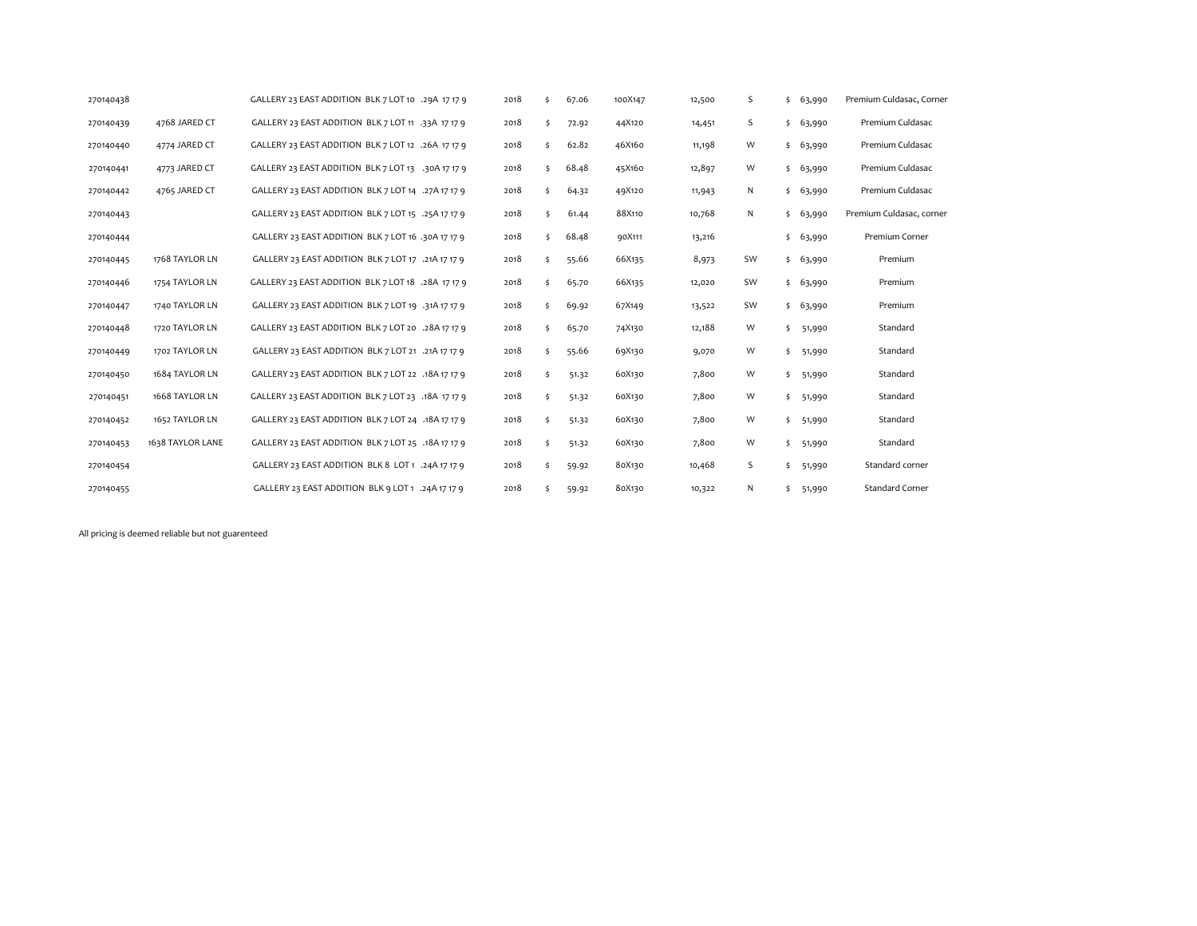| | | | | | | | | | | |
|---|---|---|---|---|---|---|---|---|---|---|
| 270140438 | | GALLERY 23 EAST ADDITION BLK 7 LOT 10 .29A 17 17 9 | 2018 | $ | 67.06 | 100X147 | 12,500 | S | $ 63,990 | Premium Culdasac, Corner |
| 270140439 | 4768 JARED CT | GALLERY 23 EAST ADDITION BLK 7 LOT 11 .33A 17 17 9 | 2018 | $ | 72.92 | 44X120 | 14,451 | S | $ 63,990 | Premium Culdasac |
| 270140440 | 4774 JARED CT | GALLERY 23 EAST ADDITION BLK 7 LOT 12 .26A 17 17 9 | 2018 | $ | 62.82 | 46X160 | 11,198 | W | $ 63,990 | Premium Culdasac |
| 270140441 | 4773 JARED CT | GALLERY 23 EAST ADDITION BLK 7 LOT 13 .30A 17 17 9 | 2018 | $ | 68.48 | 45X160 | 12,897 | W | $ 63,990 | Premium Culdasac |
| 270140442 | 4765 JARED CT | GALLERY 23 EAST ADDITION BLK 7 LOT 14 .27A 17 17 9 | 2018 | $ | 64.32 | 49X120 | 11,943 | N | $ 63,990 | Premium Culdasac |
| 270140443 | | GALLERY 23 EAST ADDITION BLK 7 LOT 15 .25A 17 17 9 | 2018 | $ | 61.44 | 88X110 | 10,768 | N | $ 63,990 | Premium Culdasac, corner |
| 270140444 | | GALLERY 23 EAST ADDITION BLK 7 LOT 16 .30A 17 17 9 | 2018 | $ | 68.48 | 90X111 | 13,216 | | $ 63,990 | Premium Corner |
| 270140445 | 1768 TAYLOR LN | GALLERY 23 EAST ADDITION BLK 7 LOT 17 .21A 17 17 9 | 2018 | $ | 55.66 | 66X135 | 8,973 | SW | $ 63,990 | Premium |
| 270140446 | 1754 TAYLOR LN | GALLERY 23 EAST ADDITION BLK 7 LOT 18 .28A 17 17 9 | 2018 | $ | 65.70 | 66X135 | 12,020 | SW | $ 63,990 | Premium |
| 270140447 | 1740 TAYLOR LN | GALLERY 23 EAST ADDITION BLK 7 LOT 19 .31A 17 17 9 | 2018 | $ | 69.92 | 67X149 | 13,522 | SW | $ 63,990 | Premium |
| 270140448 | 1720 TAYLOR LN | GALLERY 23 EAST ADDITION BLK 7 LOT 20 .28A 17 17 9 | 2018 | $ | 65.70 | 74X130 | 12,188 | W | $ 51,990 | Standard |
| 270140449 | 1702 TAYLOR LN | GALLERY 23 EAST ADDITION BLK 7 LOT 21 .21A 17 17 9 | 2018 | $ | 55.66 | 69X130 | 9,070 | W | $ 51,990 | Standard |
| 270140450 | 1684 TAYLOR LN | GALLERY 23 EAST ADDITION BLK 7 LOT 22 .18A 17 17 9 | 2018 | $ | 51.32 | 60X130 | 7,800 | W | $ 51,990 | Standard |
| 270140451 | 1668 TAYLOR LN | GALLERY 23 EAST ADDITION BLK 7 LOT 23 .18A 17 17 9 | 2018 | $ | 51.32 | 60X130 | 7,800 | W | $ 51,990 | Standard |
| 270140452 | 1652 TAYLOR LN | GALLERY 23 EAST ADDITION BLK 7 LOT 24 .18A 17 17 9 | 2018 | $ | 51.32 | 60X130 | 7,800 | W | $ 51,990 | Standard |
| 270140453 | 1638 TAYLOR LANE | GALLERY 23 EAST ADDITION BLK 7 LOT 25 .18A 17 17 9 | 2018 | $ | 51.32 | 60X130 | 7,800 | W | $ 51,990 | Standard |
| 270140454 | | GALLERY 23 EAST ADDITION BLK 8 LOT 1 .24A 17 17 9 | 2018 | $ | 59.92 | 80X130 | 10,468 | S | $ 51,990 | Standard corner |
| 270140455 | | GALLERY 23 EAST ADDITION BLK 9 LOT 1 .24A 17 17 9 | 2018 | $ | 59.92 | 80X130 | 10,322 | N | $ 51,990 | Standard Corner |

All pricing is deemed reliable but not guarenteed